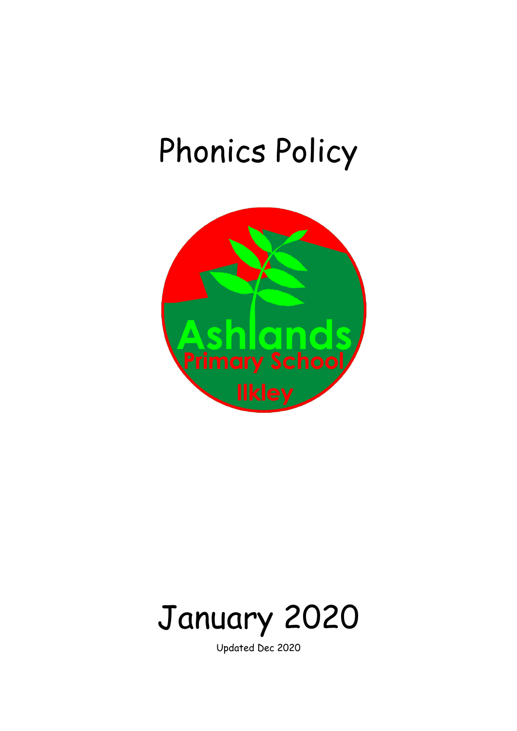# Phonics Policy

Ashlands Primary School Ilkley

# January 2020

Updated Dec 2020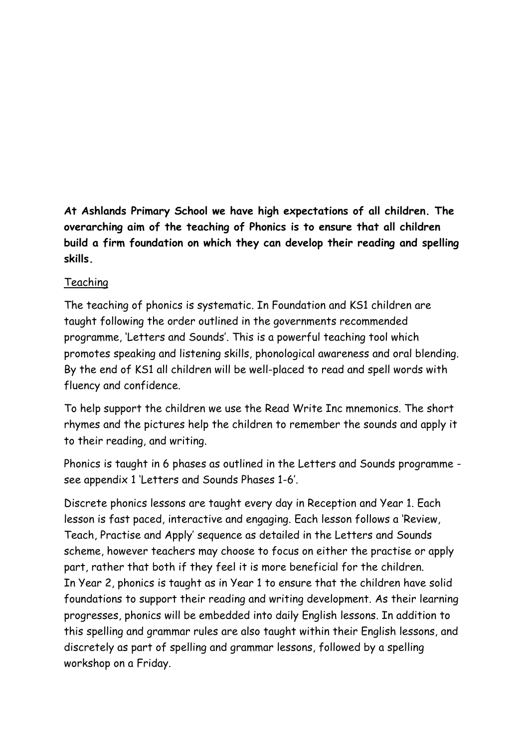**At Ashlands Primary School we have high expectations of all children. The overarching aim of the teaching of Phonics is to ensure that all children build a firm foundation on which they can develop their reading and spelling skills.**

Teaching

The teaching of phonics is systematic. In Foundation and KS1 children are taught following the order outlined in the governments recommended programme, 'Letters and Sounds'. This is a powerful teaching tool which promotes speaking and listening skills, phonological awareness and oral blending. By the end of KS1 all children will be well-placed to read and spell words with fluency and confidence.

To help support the children we use the Read Write Inc mnemonics. The short rhymes and the pictures help the children to remember the sounds and apply it to their reading, and writing.

Phonics is taught in 6 phases as outlined in the Letters and Sounds programme - see appendix 1 'Letters and Sounds Phases 1-6'.

Discrete phonics lessons are taught every day in Reception and Year 1. Each lesson is fast paced, interactive and engaging. Each lesson follows a 'Review, Teach, Practise and Apply' sequence as detailed in the Letters and Sounds scheme, however teachers may choose to focus on either the practise or apply part, rather that both if they feel it is more beneficial for the children.
In Year 2, phonics is taught as in Year 1 to ensure that the children have solid foundations to support their reading and writing development. As their learning progresses, phonics will be embedded into daily English lessons. In addition to this spelling and grammar rules are also taught within their English lessons, and discretely as part of spelling and grammar lessons, followed by a spelling workshop on a Friday.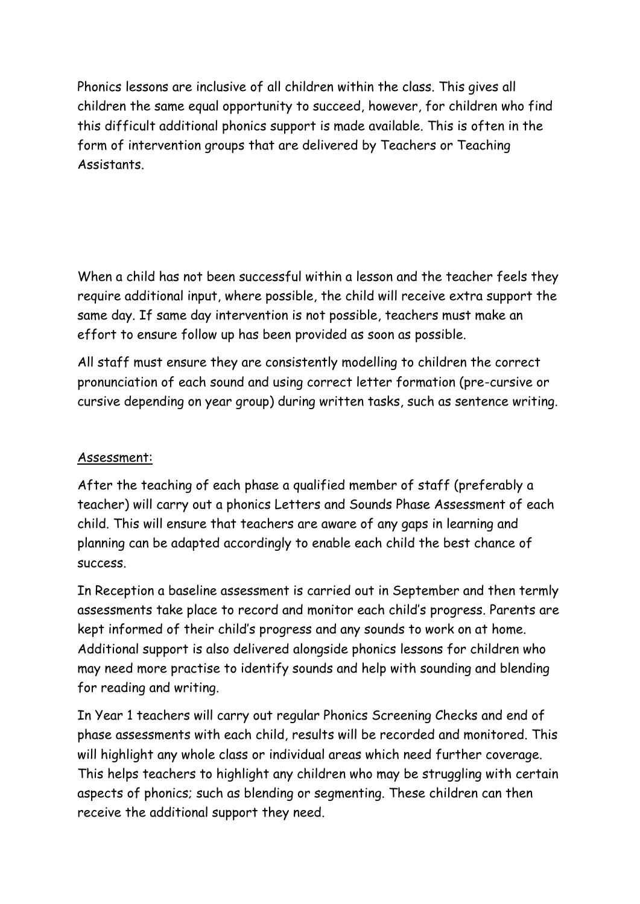Phonics lessons are inclusive of all children within the class. This gives all children the same equal opportunity to succeed, however, for children who find this difficult additional phonics support is made available. This is often in the form of intervention groups that are delivered by Teachers or Teaching Assistants.

When a child has not been successful within a lesson and the teacher feels they require additional input, where possible, the child will receive extra support the same day. If same day intervention is not possible, teachers must make an effort to ensure follow up has been provided as soon as possible.

All staff must ensure they are consistently modelling to children the correct pronunciation of each sound and using correct letter formation (pre-cursive or cursive depending on year group) during written tasks, such as sentence writing.

<u>Assessment:</u>

After the teaching of each phase a qualified member of staff (preferably a teacher) will carry out a phonics Letters and Sounds Phase Assessment of each child. This will ensure that teachers are aware of any gaps in learning and planning can be adapted accordingly to enable each child the best chance of success.

In Reception a baseline assessment is carried out in September and then termly assessments take place to record and monitor each child's progress. Parents are kept informed of their child's progress and any sounds to work on at home. Additional support is also delivered alongside phonics lessons for children who may need more practise to identify sounds and help with sounding and blending for reading and writing.

In Year 1 teachers will carry out regular Phonics Screening Checks and end of phase assessments with each child, results will be recorded and monitored. This will highlight any whole class or individual areas which need further coverage. This helps teachers to highlight any children who may be struggling with certain aspects of phonics; such as blending or segmenting. These children can then receive the additional support they need.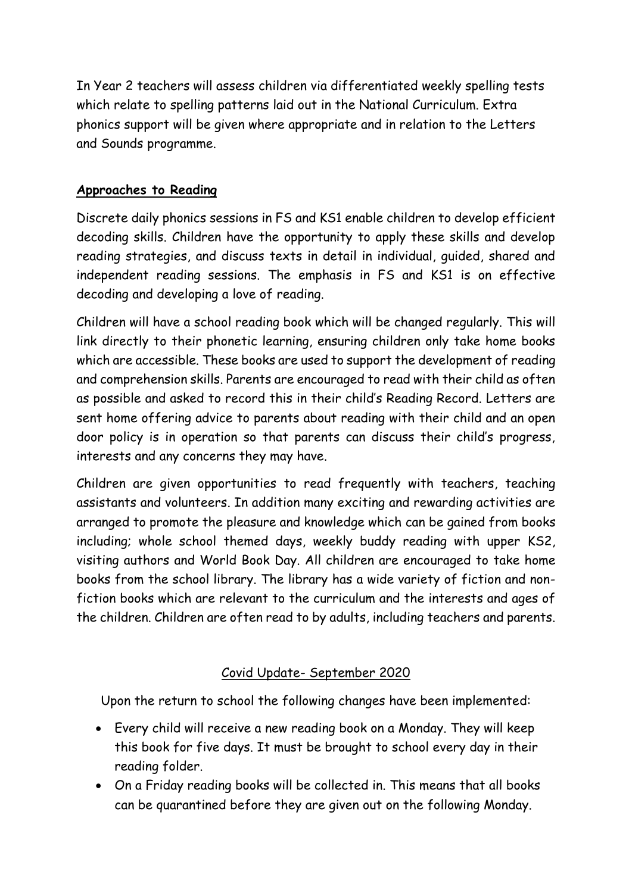In Year 2 teachers will assess children via differentiated weekly spelling tests which relate to spelling patterns laid out in the National Curriculum. Extra phonics support will be given where appropriate and in relation to the Letters and Sounds programme.

## **Approaches to Reading**

Discrete daily phonics sessions in FS and KS1 enable children to develop efficient decoding skills. Children have the opportunity to apply these skills and develop reading strategies, and discuss texts in detail in individual, guided, shared and independent reading sessions. The emphasis in FS and KS1 is on effective decoding and developing a love of reading.

Children will have a school reading book which will be changed regularly. This will link directly to their phonetic learning, ensuring children only take home books which are accessible. These books are used to support the development of reading and comprehension skills. Parents are encouraged to read with their child as often as possible and asked to record this in their child's Reading Record. Letters are sent home offering advice to parents about reading with their child and an open door policy is in operation so that parents can discuss their child's progress, interests and any concerns they may have.

Children are given opportunities to read frequently with teachers, teaching assistants and volunteers. In addition many exciting and rewarding activities are arranged to promote the pleasure and knowledge which can be gained from books including; whole school themed days, weekly buddy reading with upper KS2, visiting authors and World Book Day. All children are encouraged to take home books from the school library. The library has a wide variety of fiction and non-fiction books which are relevant to the curriculum and the interests and ages of the children. Children are often read to by adults, including teachers and parents.

### Covid Update- September 2020

Upon the return to school the following changes have been implemented:

- Every child will receive a new reading book on a Monday. They will keep this book for five days. It must be brought to school every day in their reading folder.
- On a Friday reading books will be collected in. This means that all books can be quarantined before they are given out on the following Monday.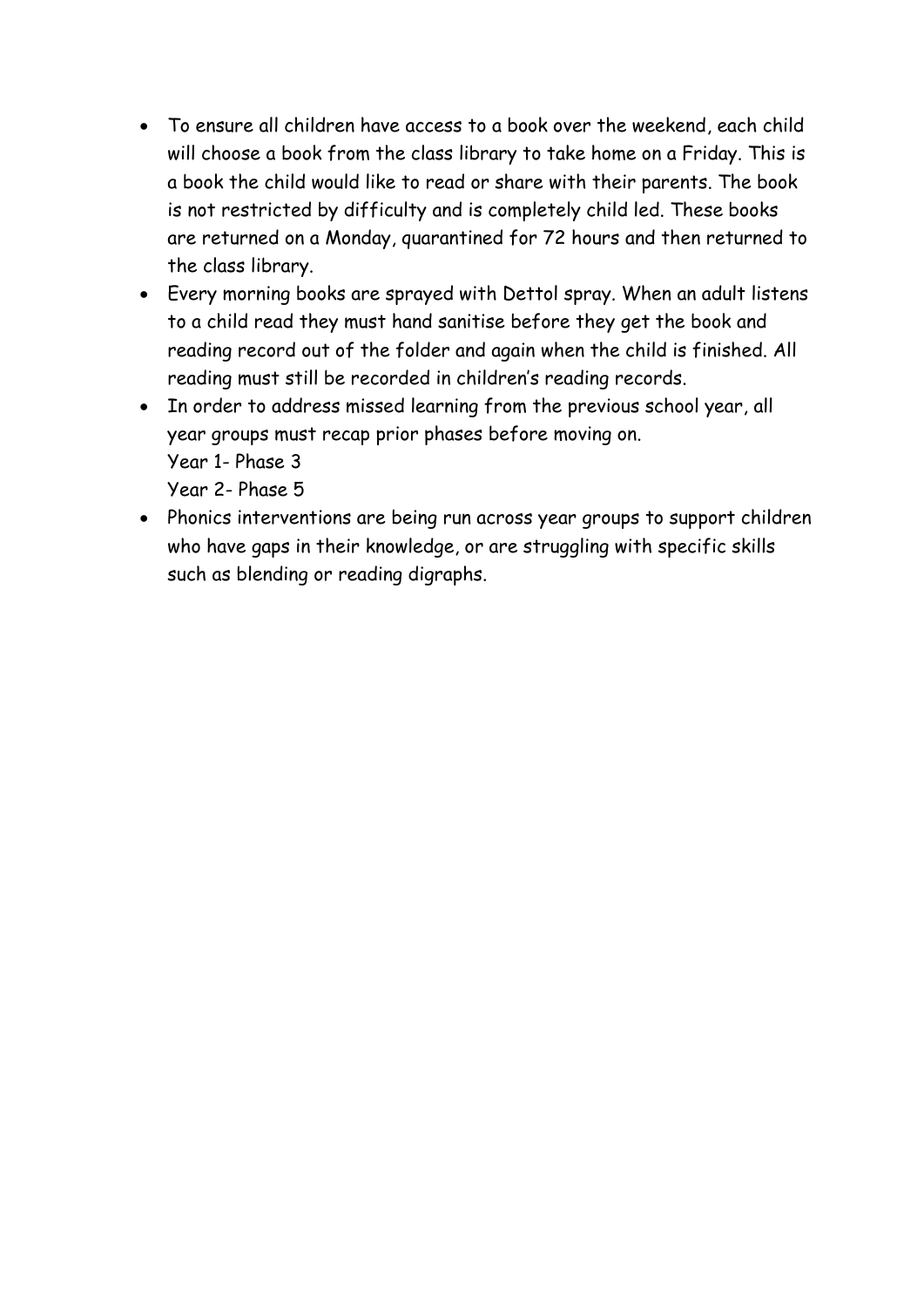- To ensure all children have access to a book over the weekend, each child will choose a book from the class library to take home on a Friday. This is a book the child would like to read or share with their parents. The book is not restricted by difficulty and is completely child led. These books are returned on a Monday, quarantined for 72 hours and then returned to the class library.
- Every morning books are sprayed with Dettol spray. When an adult listens to a child read they must hand sanitise before they get the book and reading record out of the folder and again when the child is finished. All reading must still be recorded in children's reading records.
- In order to address missed learning from the previous school year, all year groups must recap prior phases before moving on.
  Year 1- Phase 3
  Year 2- Phase 5
- Phonics interventions are being run across year groups to support children who have gaps in their knowledge, or are struggling with specific skills such as blending or reading digraphs.